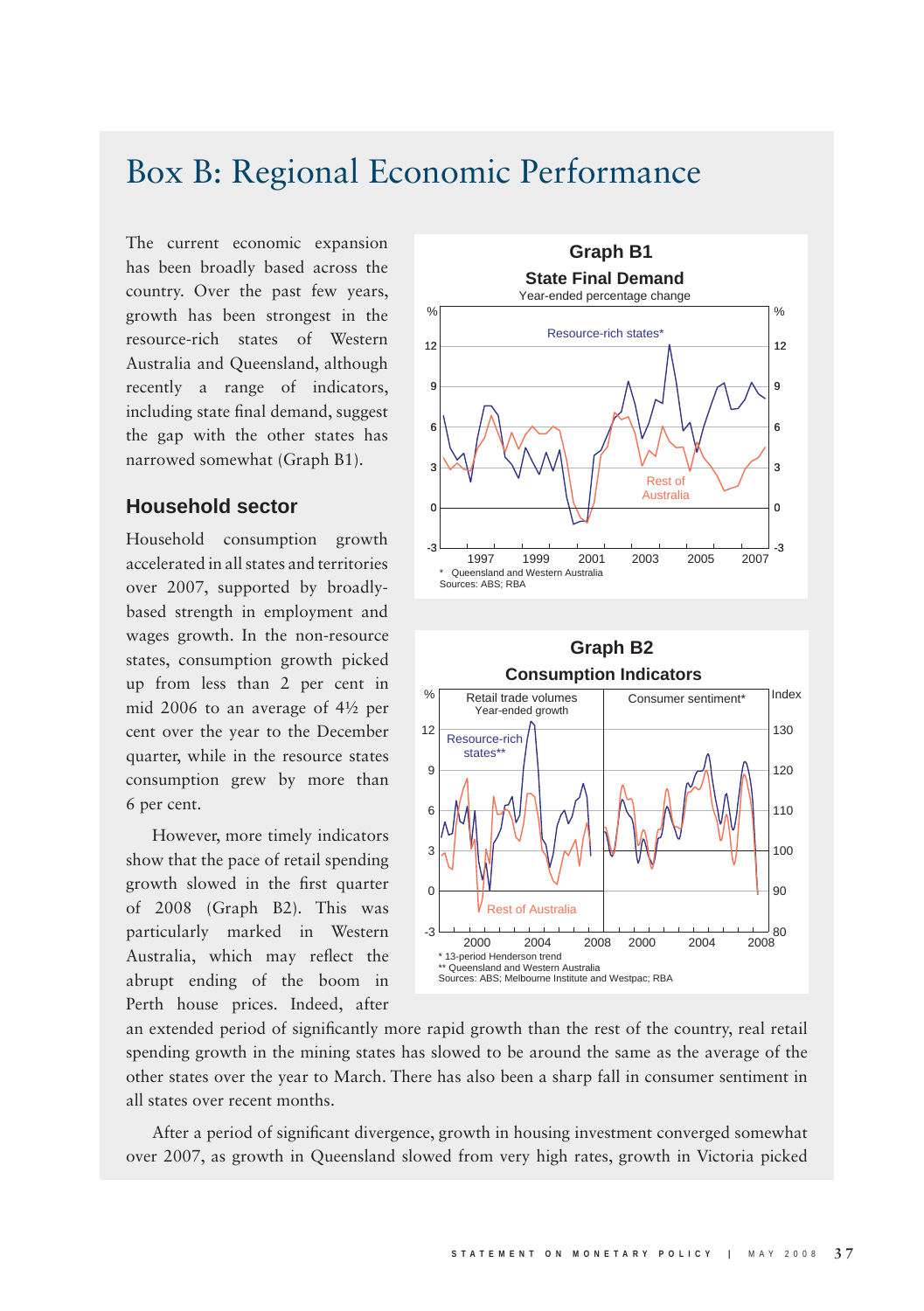# Box B: Regional Economic Performance

The current economic expansion has been broadly based across the country. Over the past few years, growth has been strongest in the resource-rich states of Western Australia and Queensland, although recently a range of indicators, including state final demand, suggest the gap with the other states has narrowed somewhat (Graph B1).

**Graph B1**

**State Final Demand**

Year-ended percentage change

\* Queensland and Western Australia

Sources: ABS; RBA

## Household sector

Household consumption growth accelerated in all states and territories over 2007, supported by broadly-based strength in employment and wages growth. In the non-resource states, consumption growth picked up from less than 2 per cent in mid 2006 to an average of 4½ per cent over the year to the December quarter, while in the resource states consumption grew by more than 6 per cent.

However, more timely indicators show that the pace of retail spending growth slowed in the first quarter of 2008 (Graph B2). This was particularly marked in Western Australia, which may reflect the abrupt ending of the boom in Perth house prices. Indeed, after an extended period of significantly more rapid growth than the rest of the country, real retail spending growth in the mining states has slowed to be around the same as the average of the other states over the year to March. There has also been a sharp fall in consumer sentiment in all states over recent months.

**Graph B2**

**Consumption Indicators**

\* 13-period Henderson trend

\*\* Queensland and Western Australia

Sources: ABS; Melbourne Institute and Westpac; RBA

After a period of significant divergence, growth in housing investment converged somewhat over 2007, as growth in Queensland slowed from very high rates, growth in Victoria picked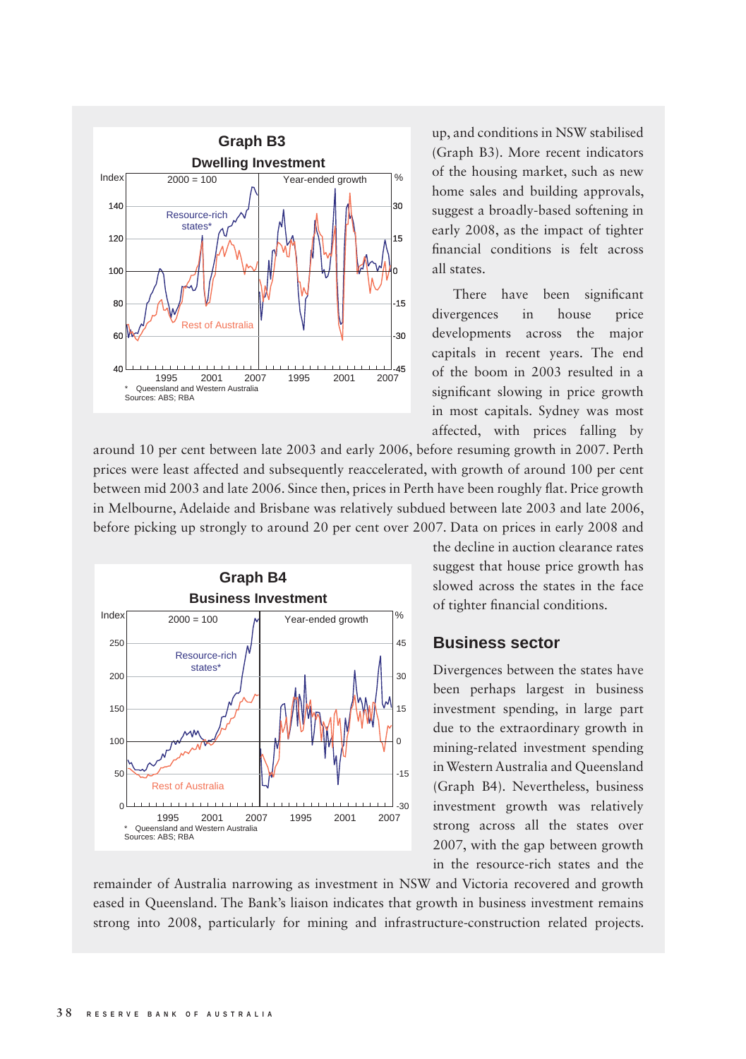up, and conditions in NSW stabilised (Graph B3). More recent indicators of the housing market, such as new home sales and building approvals, suggest a broadly-based softening in early 2008, as the impact of tighter financial conditions is felt across all states.

**Graph B3**
**Dwelling Investment**

* Queensland and Western Australia
Sources: ABS; RBA

There have been significant divergences in house price developments across the major capitals in recent years. The end of the boom in 2003 resulted in a significant slowing in price growth in most capitals. Sydney was most affected, with prices falling by around 10 per cent between late 2003 and early 2006, before resuming growth in 2007. Perth prices were least affected and subsequently reaccelerated, with growth of around 100 per cent between mid 2003 and late 2006. Since then, prices in Perth have been roughly flat. Price growth in Melbourne, Adelaide and Brisbane was relatively subdued between late 2003 and late 2006, before picking up strongly to around 20 per cent over 2007. Data on prices in early 2008 and the decline in auction clearance rates suggest that house price growth has slowed across the states in the face of tighter financial conditions.

**Graph B4**
**Business Investment**

* Queensland and Western Australia
Sources: ABS; RBA

## Business sector

Divergences between the states have been perhaps largest in business investment spending, in large part due to the extraordinary growth in mining-related investment spending in Western Australia and Queensland (Graph B4). Nevertheless, business investment growth was relatively strong across all the states over 2007, with the gap between growth in the resource-rich states and the remainder of Australia narrowing as investment in NSW and Victoria recovered and growth eased in Queensland. The Bank's liaison indicates that growth in business investment remains strong into 2008, particularly for mining and infrastructure-construction related projects.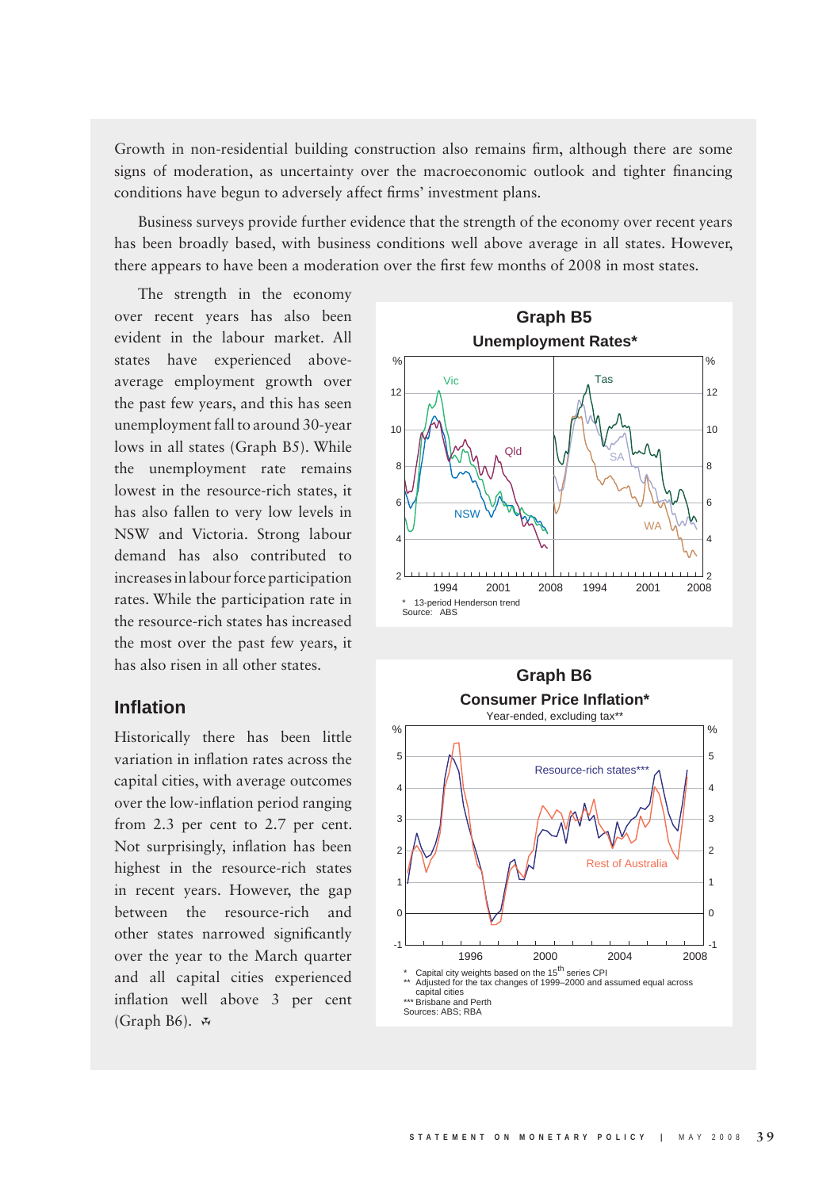Growth in non-residential building construction also remains firm, although there are some signs of moderation, as uncertainty over the macroeconomic outlook and tighter financing conditions have begun to adversely affect firms' investment plans.

Business surveys provide further evidence that the strength of the economy over recent years has been broadly based, with business conditions well above average in all states. However, there appears to have been a moderation over the first few months of 2008 in most states.

The strength in the economy over recent years has also been evident in the labour market. All states have experienced above-average employment growth over the past few years, and this has seen unemployment fall to around 30-year lows in all states (Graph B5). While the unemployment rate remains lowest in the resource-rich states, it has also fallen to very low levels in NSW and Victoria. Strong labour demand has also contributed to increases in labour force participation rates. While the participation rate in the resource-rich states has increased the most over the past few years, it has also risen in all other states.

**Graph B5**

**Unemployment Rates***

%
12
10
8
6
4
2

Vic
Qld
NSW
Tas
SA
WA

1994
2001
2008
1994
2001
2008

\* 13-period Henderson trend
Source: ABS

## Inflation

Historically there has been little variation in inflation rates across the capital cities, with average outcomes over the low-inflation period ranging from 2.3 per cent to 2.7 per cent. Not surprisingly, inflation has been highest in the resource-rich states in recent years. However, the gap between the resource-rich and other states narrowed significantly over the year to the March quarter and all capital cities experienced inflation well above 3 per cent (Graph B6).

**Graph B6**

**Consumer Price Inflation***

Year-ended, excluding tax**

%
5
4
3
2
1
0
-1

Resource-rich states***
Rest of Australia

1996
2000
2004
2008

\* Capital city weights based on the 15th series CPI
\** Adjusted for the tax changes of 1999–2000 and assumed equal across capital cities
\*** Brisbane and Perth
Sources: ABS; RBA